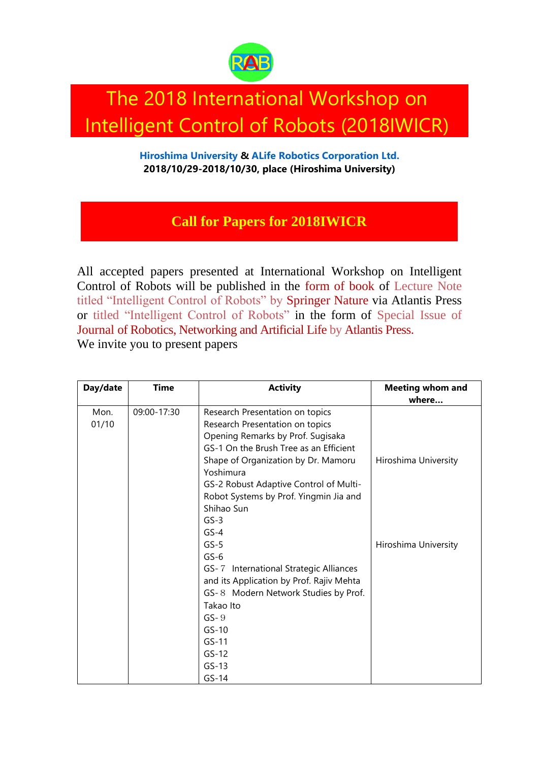# The 2018 International Workshop on Intelligent Control of Robots (2018IWICR)

**Hiroshima University & ALife Robotics Corporation Ltd.**
**2018/10/29-2018/10/30, place (Hiroshima University)**

## Call for Papers for 2018IWICR

All accepted papers presented at International Workshop on Intelligent Control of Robots will be published in the form of book of Lecture Note titled "Intelligent Control of Robots" by Springer Nature via Atlantis Press or titled "Intelligent Control of Robots" in the form of Special Issue of Journal of Robotics, Networking and Artificial Life by Atlantis Press.
We invite you to present papers

| Day/date | Time | Activity | Meeting whom and where… |
|---|---|---|---|
| Mon. 01/10 | 09:00-17:30 | Research Presentation on topics<br>Research Presentation on topics<br>Opening Remarks by Prof. Sugisaka<br>GS-1 On the Brush Tree as an Efficient Shape of Organization by Dr. Mamoru Yoshimura<br>GS-2 Robust Adaptive Control of Multi-Robot Systems by Prof. Yingmin Jia and Shihao Sun<br>GS-3<br>GS-4<br>GS-5<br>GS-6<br>GS-７ International Strategic Alliances and its Application by Prof. Rajiv Mehta<br>GS-８ Modern Network Studies by Prof. Takao Ito<br>GS-９<br>GS-10<br>GS-11<br>GS-12<br>GS-13<br>GS-14 | Hiroshima University<br><br>Hiroshima University |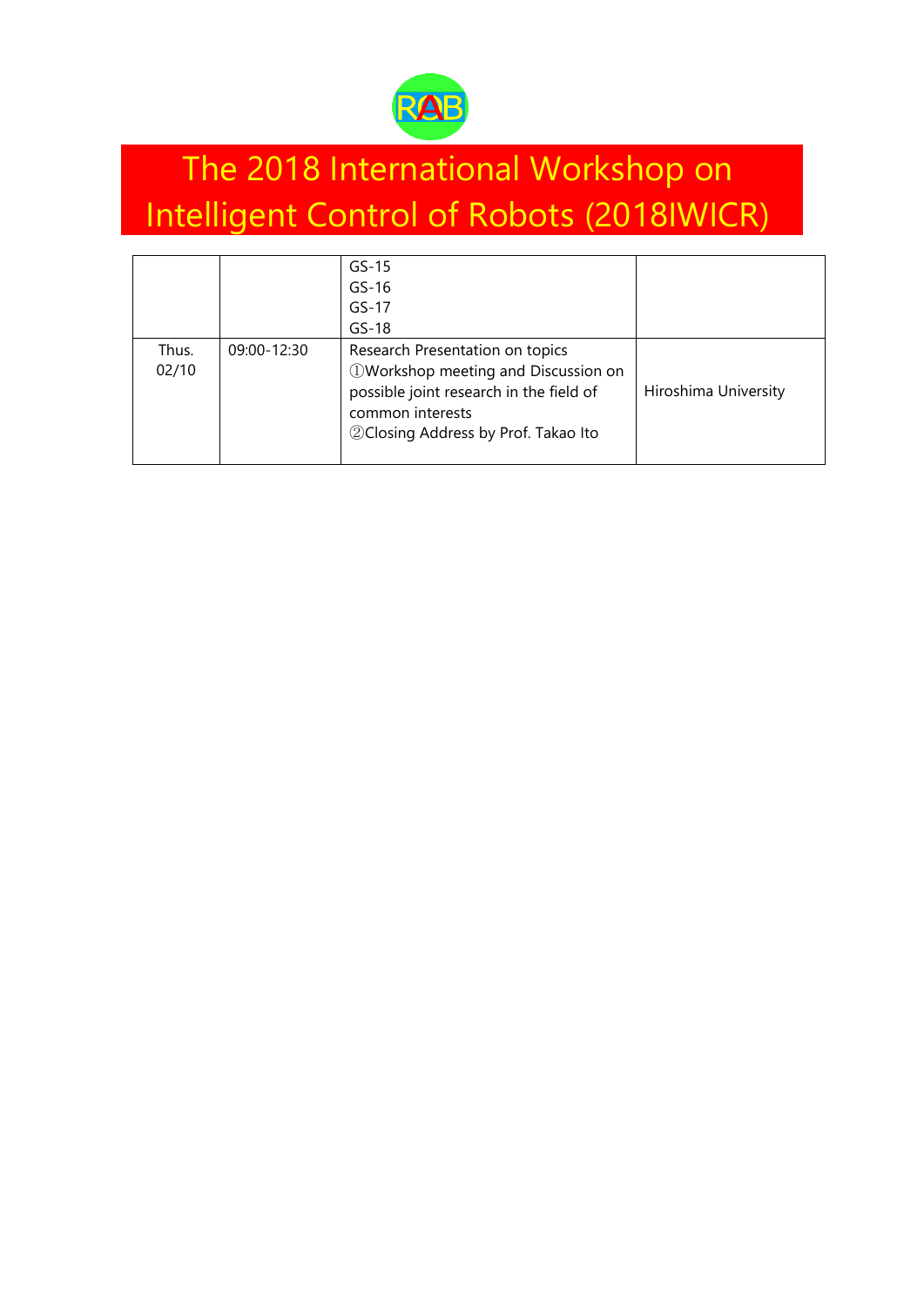| | | | |
|---|---|---|---|
| | | GS-15<br>GS-16<br>GS-17<br>GS-18 | |
| Thus. 02/10 | 09:00-12:30 | Research Presentation on topics<br>①Workshop meeting and Discussion on possible joint research in the field of common interests<br>②Closing Address by Prof. Takao Ito | Hiroshima University |